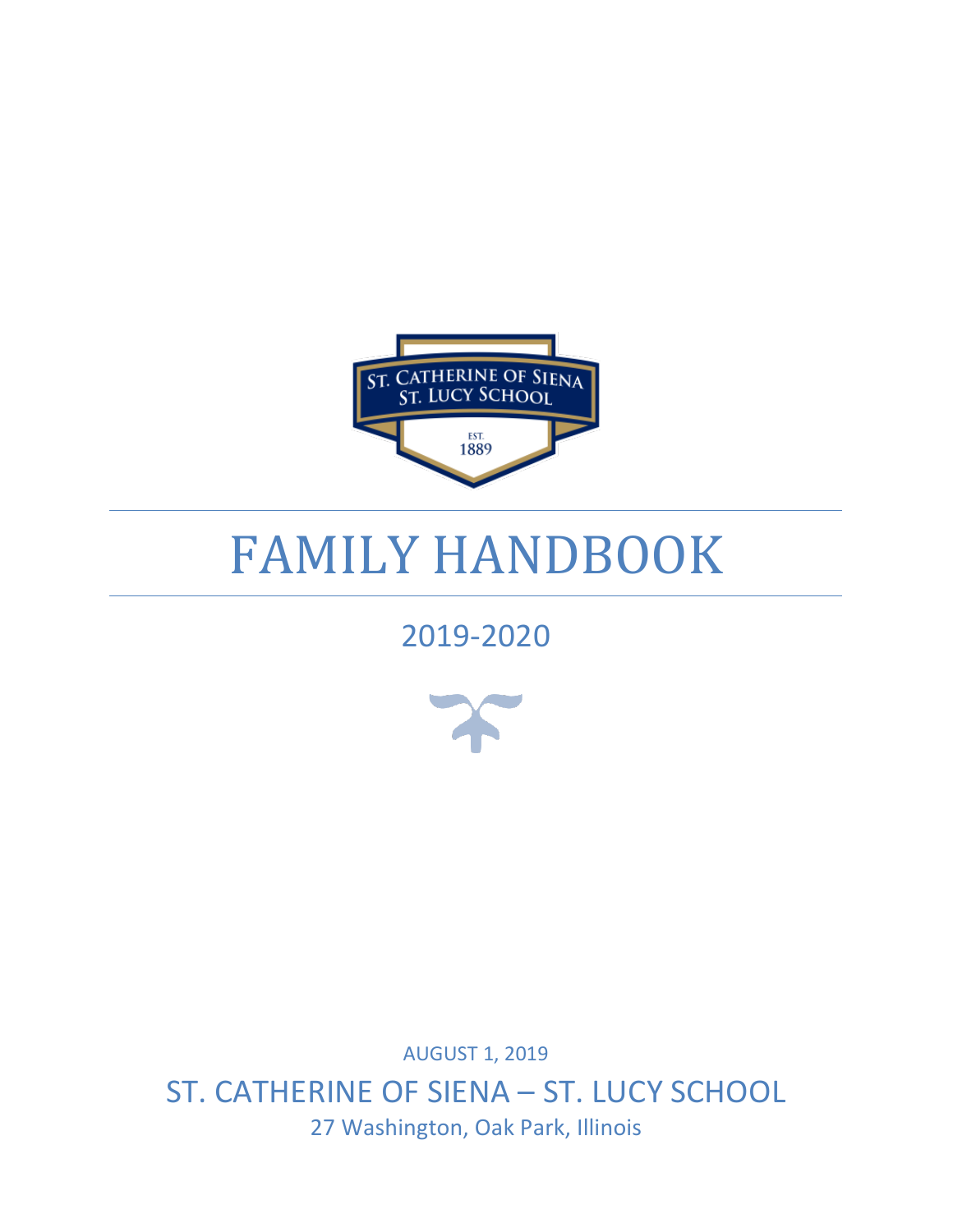# FAMILY HANDBOOK

## 2019-2020

AUGUST 1, 2019

ST. CATHERINE OF SIENA – ST. LUCY SCHOOL

27 Washington, Oak Park, Illinois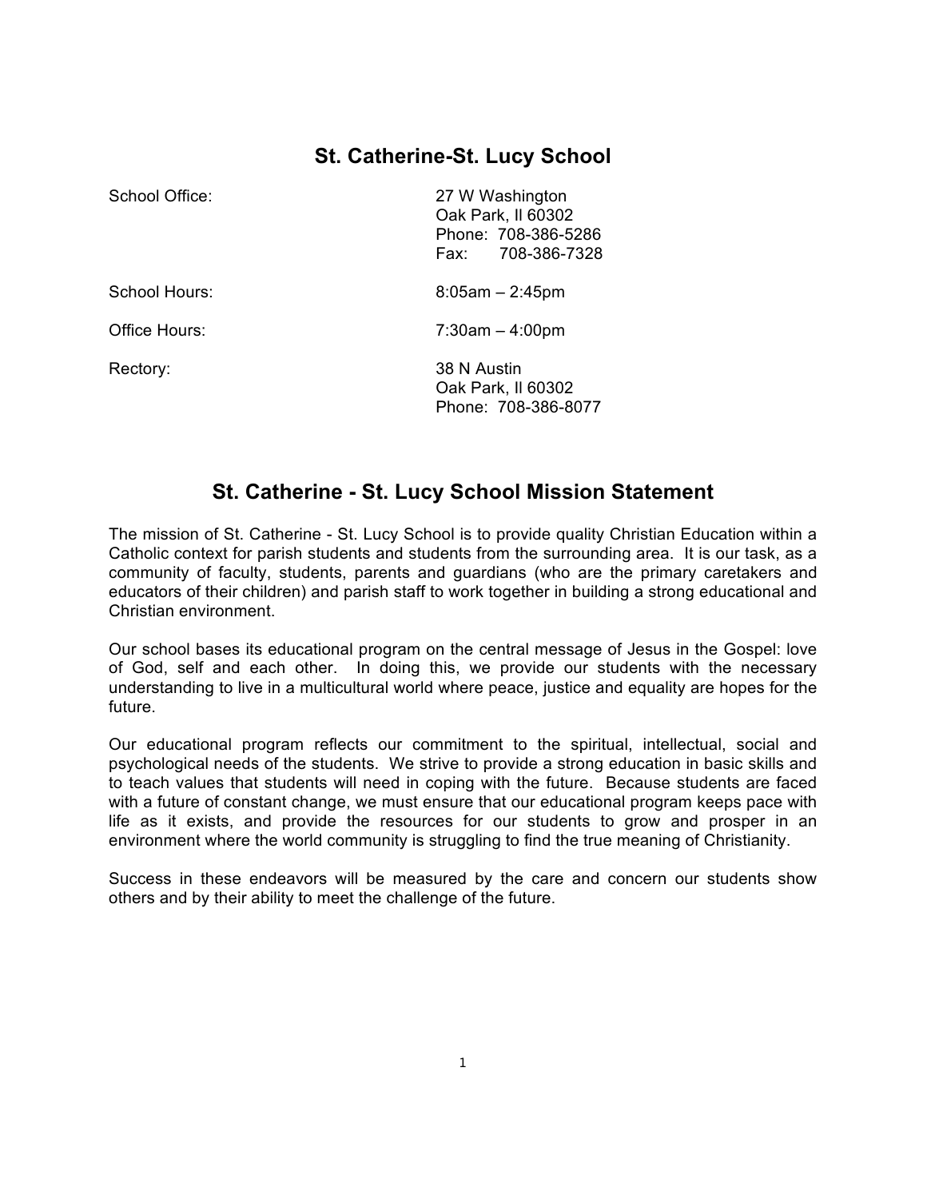# St. Catherine-St. Lucy School

| | |
|---|---|
| School Office: | 27 W Washington<br>Oak Park, Il 60302<br>Phone: 708-386-5286<br>Fax: 708-386-7328 |
| School Hours: | 8:05am – 2:45pm |
| Office Hours: | 7:30am – 4:00pm |
| Rectory: | 38 N Austin<br>Oak Park, Il 60302<br>Phone: 708-386-8077 |

# St. Catherine - St. Lucy School Mission Statement

The mission of St. Catherine - St. Lucy School is to provide quality Christian Education within a Catholic context for parish students and students from the surrounding area. It is our task, as a community of faculty, students, parents and guardians (who are the primary caretakers and educators of their children) and parish staff to work together in building a strong educational and Christian environment.

Our school bases its educational program on the central message of Jesus in the Gospel: love of God, self and each other. In doing this, we provide our students with the necessary understanding to live in a multicultural world where peace, justice and equality are hopes for the future.

Our educational program reflects our commitment to the spiritual, intellectual, social and psychological needs of the students. We strive to provide a strong education in basic skills and to teach values that students will need in coping with the future. Because students are faced with a future of constant change, we must ensure that our educational program keeps pace with life as it exists, and provide the resources for our students to grow and prosper in an environment where the world community is struggling to find the true meaning of Christianity.

Success in these endeavors will be measured by the care and concern our students show others and by their ability to meet the challenge of the future.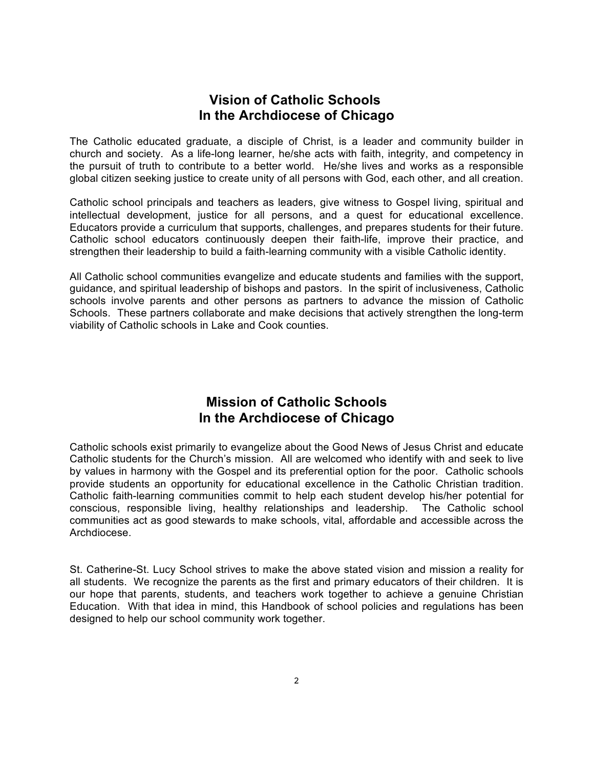## Vision of Catholic Schools In the Archdiocese of Chicago

The Catholic educated graduate, a disciple of Christ, is a leader and community builder in church and society. As a life-long learner, he/she acts with faith, integrity, and competency in the pursuit of truth to contribute to a better world. He/she lives and works as a responsible global citizen seeking justice to create unity of all persons with God, each other, and all creation.

Catholic school principals and teachers as leaders, give witness to Gospel living, spiritual and intellectual development, justice for all persons, and a quest for educational excellence. Educators provide a curriculum that supports, challenges, and prepares students for their future. Catholic school educators continuously deepen their faith-life, improve their practice, and strengthen their leadership to build a faith-learning community with a visible Catholic identity.

All Catholic school communities evangelize and educate students and families with the support, guidance, and spiritual leadership of bishops and pastors. In the spirit of inclusiveness, Catholic schools involve parents and other persons as partners to advance the mission of Catholic Schools. These partners collaborate and make decisions that actively strengthen the long-term viability of Catholic schools in Lake and Cook counties.

## Mission of Catholic Schools In the Archdiocese of Chicago

Catholic schools exist primarily to evangelize about the Good News of Jesus Christ and educate Catholic students for the Church's mission. All are welcomed who identify with and seek to live by values in harmony with the Gospel and its preferential option for the poor. Catholic schools provide students an opportunity for educational excellence in the Catholic Christian tradition. Catholic faith-learning communities commit to help each student develop his/her potential for conscious, responsible living, healthy relationships and leadership. The Catholic school communities act as good stewards to make schools, vital, affordable and accessible across the Archdiocese.

St. Catherine-St. Lucy School strives to make the above stated vision and mission a reality for all students. We recognize the parents as the first and primary educators of their children. It is our hope that parents, students, and teachers work together to achieve a genuine Christian Education. With that idea in mind, this Handbook of school policies and regulations has been designed to help our school community work together.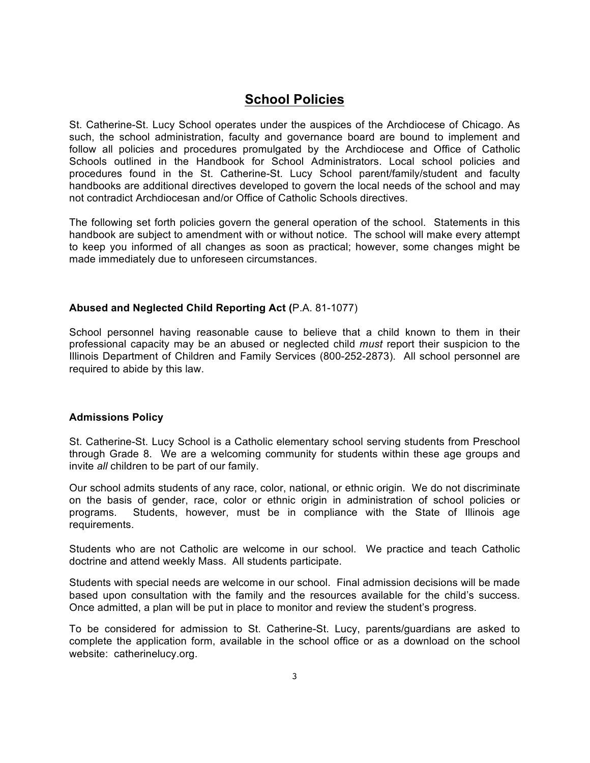# School Policies

St. Catherine-St. Lucy School operates under the auspices of the Archdiocese of Chicago. As such, the school administration, faculty and governance board are bound to implement and follow all policies and procedures promulgated by the Archdiocese and Office of Catholic Schools outlined in the Handbook for School Administrators. Local school policies and procedures found in the St. Catherine-St. Lucy School parent/family/student and faculty handbooks are additional directives developed to govern the local needs of the school and may not contradict Archdiocesan and/or Office of Catholic Schools directives.

The following set forth policies govern the general operation of the school. Statements in this handbook are subject to amendment with or without notice. The school will make every attempt to keep you informed of all changes as soon as practical; however, some changes might be made immediately due to unforeseen circumstances.

**Abused and Neglected Child Reporting Act (**P.A. 81-1077)

School personnel having reasonable cause to believe that a child known to them in their professional capacity may be an abused or neglected child *must* report their suspicion to the Illinois Department of Children and Family Services (800-252-2873). All school personnel are required to abide by this law.

**Admissions Policy**

St. Catherine-St. Lucy School is a Catholic elementary school serving students from Preschool through Grade 8. We are a welcoming community for students within these age groups and invite *all* children to be part of our family.

Our school admits students of any race, color, national, or ethnic origin. We do not discriminate on the basis of gender, race, color or ethnic origin in administration of school policies or programs. Students, however, must be in compliance with the State of Illinois age requirements.

Students who are not Catholic are welcome in our school. We practice and teach Catholic doctrine and attend weekly Mass. All students participate.

Students with special needs are welcome in our school. Final admission decisions will be made based upon consultation with the family and the resources available for the child's success. Once admitted, a plan will be put in place to monitor and review the student's progress.

To be considered for admission to St. Catherine-St. Lucy, parents/guardians are asked to complete the application form, available in the school office or as a download on the school website: catherinelucy.org.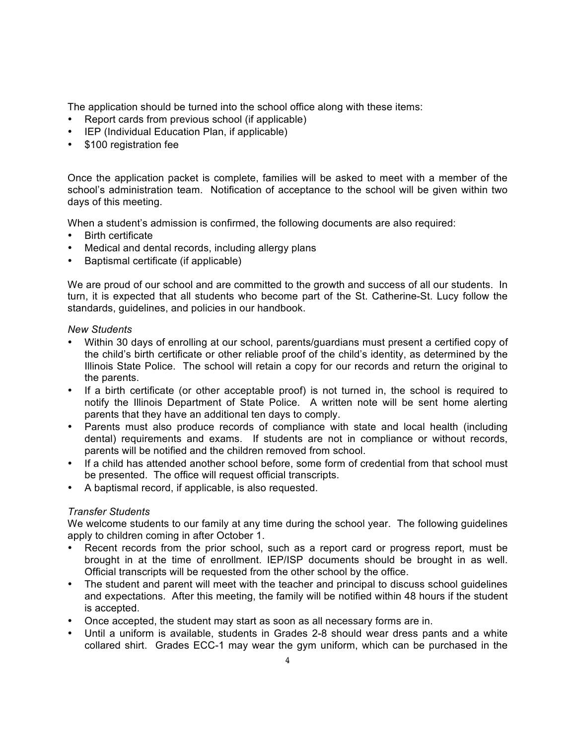The application should be turned into the school office along with these items:

- Report cards from previous school (if applicable)
- IEP (Individual Education Plan, if applicable)
- $100 registration fee

Once the application packet is complete, families will be asked to meet with a member of the school's administration team. Notification of acceptance to the school will be given within two days of this meeting.

When a student's admission is confirmed, the following documents are also required:

- Birth certificate
- Medical and dental records, including allergy plans
- Baptismal certificate (if applicable)

We are proud of our school and are committed to the growth and success of all our students. In turn, it is expected that all students who become part of the St. Catherine-St. Lucy follow the standards, guidelines, and policies in our handbook.

*New Students*

- Within 30 days of enrolling at our school, parents/guardians must present a certified copy of the child's birth certificate or other reliable proof of the child's identity, as determined by the Illinois State Police. The school will retain a copy for our records and return the original to the parents.
- If a birth certificate (or other acceptable proof) is not turned in, the school is required to notify the Illinois Department of State Police. A written note will be sent home alerting parents that they have an additional ten days to comply.
- Parents must also produce records of compliance with state and local health (including dental) requirements and exams. If students are not in compliance or without records, parents will be notified and the children removed from school.
- If a child has attended another school before, some form of credential from that school must be presented. The office will request official transcripts.
- A baptismal record, if applicable, is also requested.

*Transfer Students*

We welcome students to our family at any time during the school year. The following guidelines apply to children coming in after October 1.

- Recent records from the prior school, such as a report card or progress report, must be brought in at the time of enrollment. IEP/ISP documents should be brought in as well. Official transcripts will be requested from the other school by the office.
- The student and parent will meet with the teacher and principal to discuss school guidelines and expectations. After this meeting, the family will be notified within 48 hours if the student is accepted.
- Once accepted, the student may start as soon as all necessary forms are in.
- Until a uniform is available, students in Grades 2-8 should wear dress pants and a white collared shirt. Grades ECC-1 may wear the gym uniform, which can be purchased in the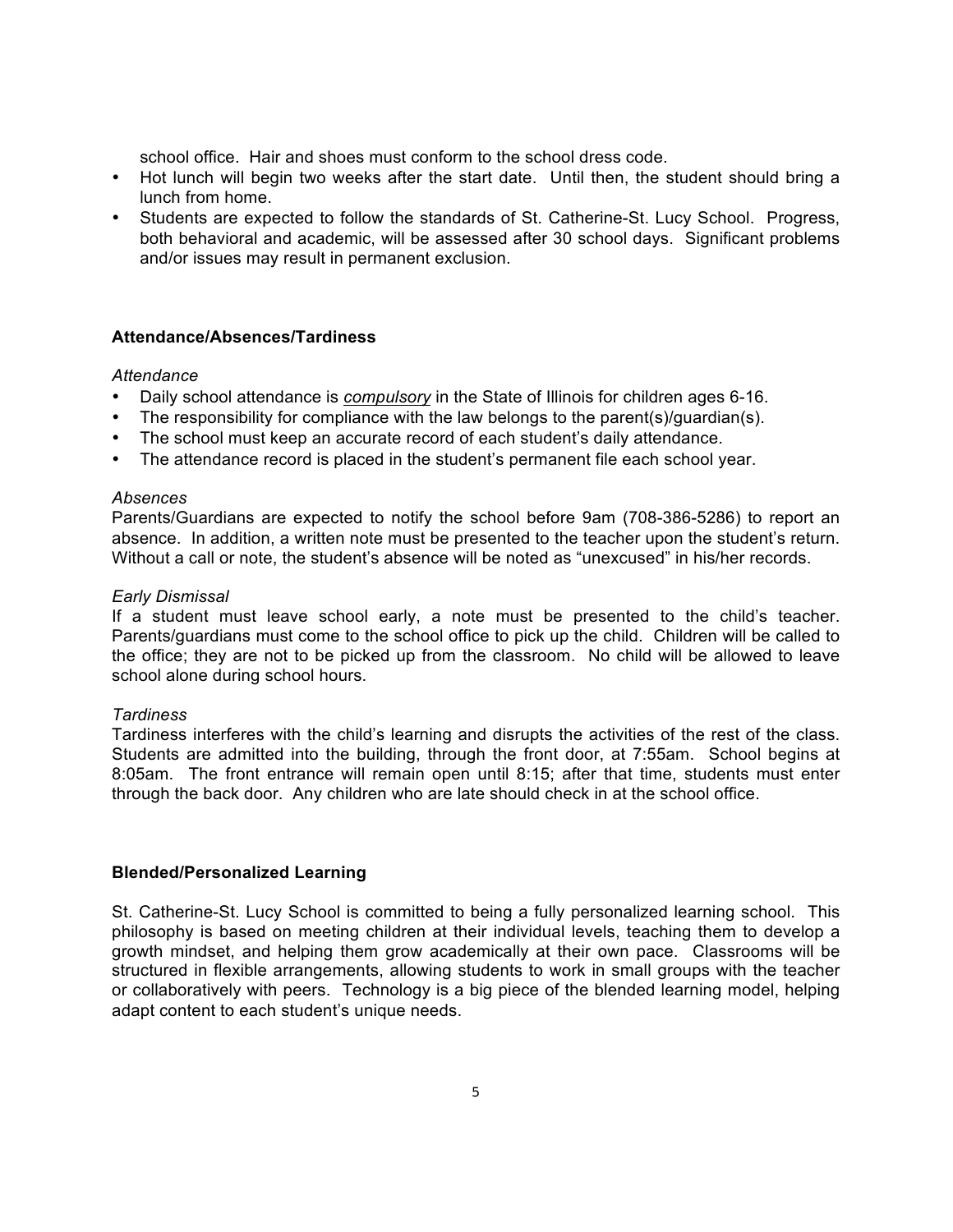school office. Hair and shoes must conform to the school dress code.

- Hot lunch will begin two weeks after the start date. Until then, the student should bring a lunch from home.
- Students are expected to follow the standards of St. Catherine-St. Lucy School. Progress, both behavioral and academic, will be assessed after 30 school days. Significant problems and/or issues may result in permanent exclusion.

### Attendance/Absences/Tardiness

*Attendance*

- Daily school attendance is ***compulsory*** in the State of Illinois for children ages 6-16.
- The responsibility for compliance with the law belongs to the parent(s)/guardian(s).
- The school must keep an accurate record of each student's daily attendance.
- The attendance record is placed in the student's permanent file each school year.

*Absences*

Parents/Guardians are expected to notify the school before 9am (708-386-5286) to report an absence. In addition, a written note must be presented to the teacher upon the student's return. Without a call or note, the student's absence will be noted as "unexcused" in his/her records.

*Early Dismissal*

If a student must leave school early, a note must be presented to the child's teacher. Parents/guardians must come to the school office to pick up the child. Children will be called to the office; they are not to be picked up from the classroom. No child will be allowed to leave school alone during school hours.

*Tardiness*

Tardiness interferes with the child's learning and disrupts the activities of the rest of the class. Students are admitted into the building, through the front door, at 7:55am. School begins at 8:05am. The front entrance will remain open until 8:15; after that time, students must enter through the back door. Any children who are late should check in at the school office.

### Blended/Personalized Learning

St. Catherine-St. Lucy School is committed to being a fully personalized learning school. This philosophy is based on meeting children at their individual levels, teaching them to develop a growth mindset, and helping them grow academically at their own pace. Classrooms will be structured in flexible arrangements, allowing students to work in small groups with the teacher or collaboratively with peers. Technology is a big piece of the blended learning model, helping adapt content to each student's unique needs.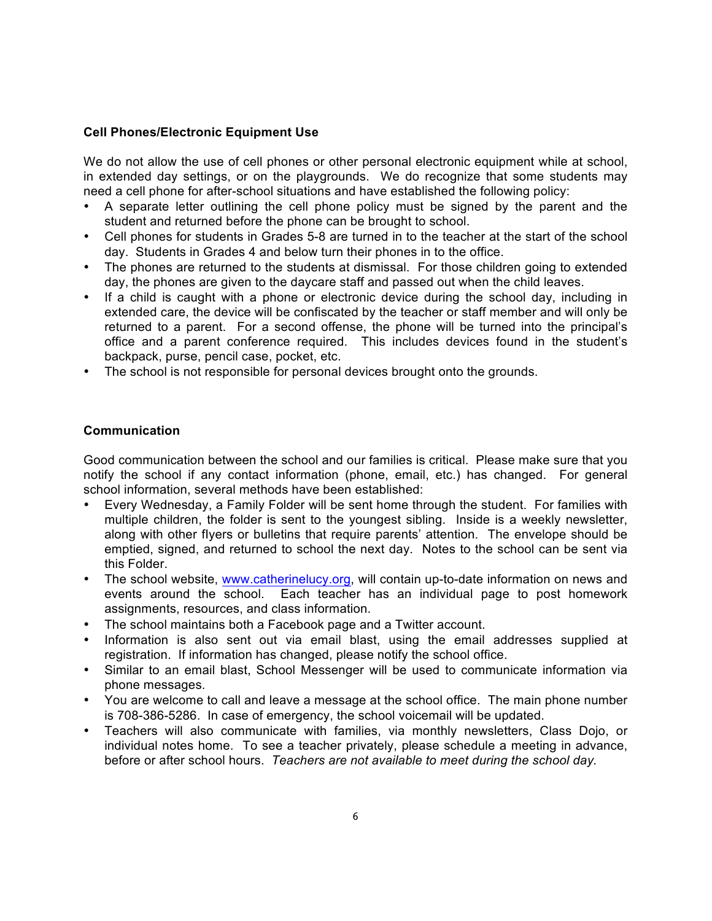### Cell Phones/Electronic Equipment Use

We do not allow the use of cell phones or other personal electronic equipment while at school, in extended day settings, or on the playgrounds. We do recognize that some students may need a cell phone for after-school situations and have established the following policy:

- A separate letter outlining the cell phone policy must be signed by the parent and the student and returned before the phone can be brought to school.
- Cell phones for students in Grades 5-8 are turned in to the teacher at the start of the school day. Students in Grades 4 and below turn their phones in to the office.
- The phones are returned to the students at dismissal. For those children going to extended day, the phones are given to the daycare staff and passed out when the child leaves.
- If a child is caught with a phone or electronic device during the school day, including in extended care, the device will be confiscated by the teacher or staff member and will only be returned to a parent. For a second offense, the phone will be turned into the principal's office and a parent conference required. This includes devices found in the student's backpack, purse, pencil case, pocket, etc.
- The school is not responsible for personal devices brought onto the grounds.

### Communication

Good communication between the school and our families is critical. Please make sure that you notify the school if any contact information (phone, email, etc.) has changed. For general school information, several methods have been established:

- Every Wednesday, a Family Folder will be sent home through the student. For families with multiple children, the folder is sent to the youngest sibling. Inside is a weekly newsletter, along with other flyers or bulletins that require parents' attention. The envelope should be emptied, signed, and returned to school the next day. Notes to the school can be sent via this Folder.
- The school website, [www.catherinelucy.org](http://www.catherinelucy.org), will contain up-to-date information on news and events around the school. Each teacher has an individual page to post homework assignments, resources, and class information.
- The school maintains both a Facebook page and a Twitter account.
- Information is also sent out via email blast, using the email addresses supplied at registration. If information has changed, please notify the school office.
- Similar to an email blast, School Messenger will be used to communicate information via phone messages.
- You are welcome to call and leave a message at the school office. The main phone number is 708-386-5286. In case of emergency, the school voicemail will be updated.
- Teachers will also communicate with families, via monthly newsletters, Class Dojo, or individual notes home. To see a teacher privately, please schedule a meeting in advance, before or after school hours. *Teachers are not available to meet during the school day.*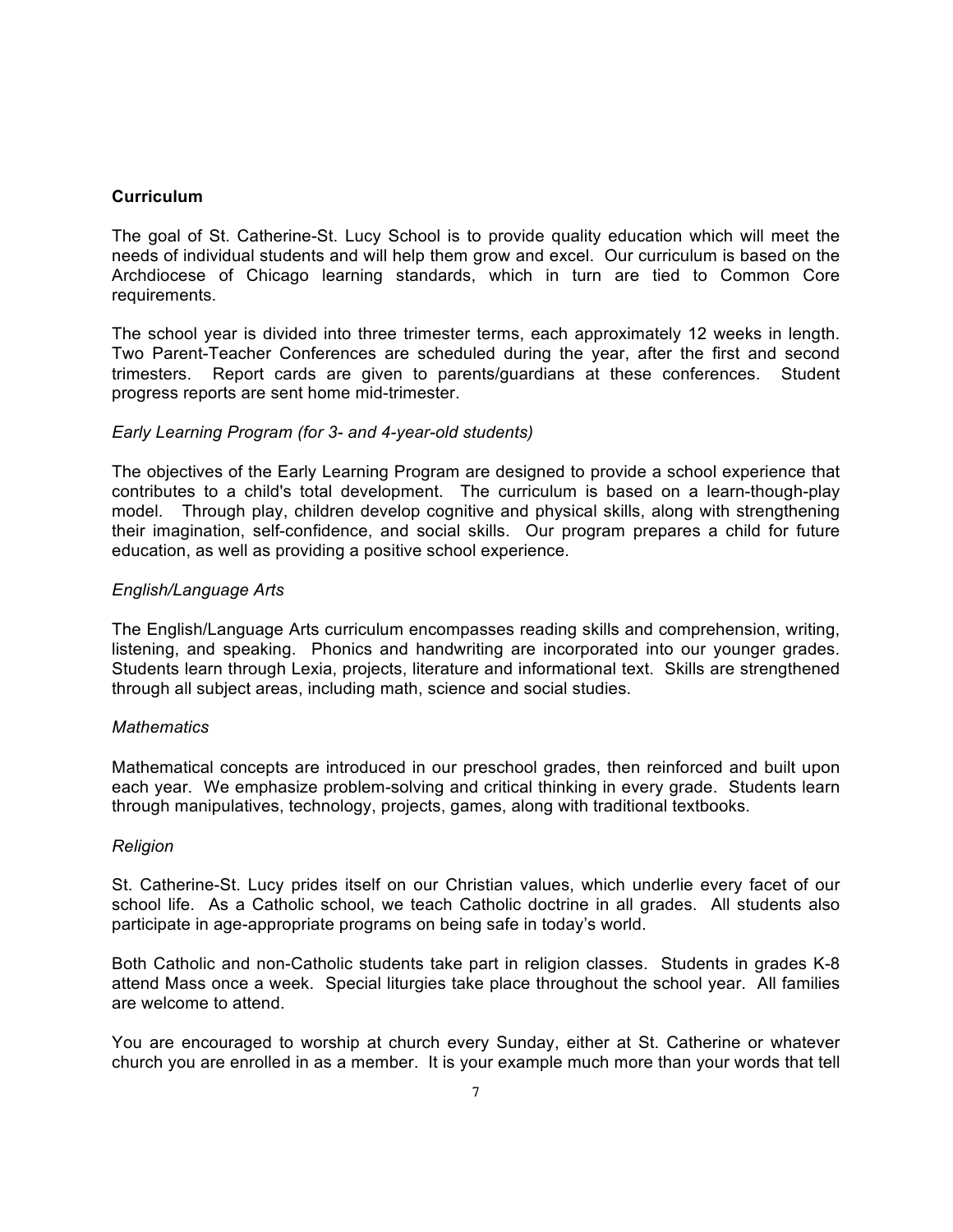## Curriculum

The goal of St. Catherine-St. Lucy School is to provide quality education which will meet the needs of individual students and will help them grow and excel. Our curriculum is based on the Archdiocese of Chicago learning standards, which in turn are tied to Common Core requirements.

The school year is divided into three trimester terms, each approximately 12 weeks in length. Two Parent-Teacher Conferences are scheduled during the year, after the first and second trimesters. Report cards are given to parents/guardians at these conferences. Student progress reports are sent home mid-trimester.

*Early Learning Program (for 3- and 4-year-old students)*

The objectives of the Early Learning Program are designed to provide a school experience that contributes to a child's total development. The curriculum is based on a learn-though-play model. Through play, children develop cognitive and physical skills, along with strengthening their imagination, self-confidence, and social skills. Our program prepares a child for future education, as well as providing a positive school experience.

*English/Language Arts*

The English/Language Arts curriculum encompasses reading skills and comprehension, writing, listening, and speaking. Phonics and handwriting are incorporated into our younger grades. Students learn through Lexia, projects, literature and informational text. Skills are strengthened through all subject areas, including math, science and social studies.

*Mathematics*

Mathematical concepts are introduced in our preschool grades, then reinforced and built upon each year. We emphasize problem-solving and critical thinking in every grade. Students learn through manipulatives, technology, projects, games, along with traditional textbooks.

*Religion*

St. Catherine-St. Lucy prides itself on our Christian values, which underlie every facet of our school life. As a Catholic school, we teach Catholic doctrine in all grades. All students also participate in age-appropriate programs on being safe in today's world.

Both Catholic and non-Catholic students take part in religion classes. Students in grades K-8 attend Mass once a week. Special liturgies take place throughout the school year. All families are welcome to attend.

You are encouraged to worship at church every Sunday, either at St. Catherine or whatever church you are enrolled in as a member. It is your example much more than your words that tell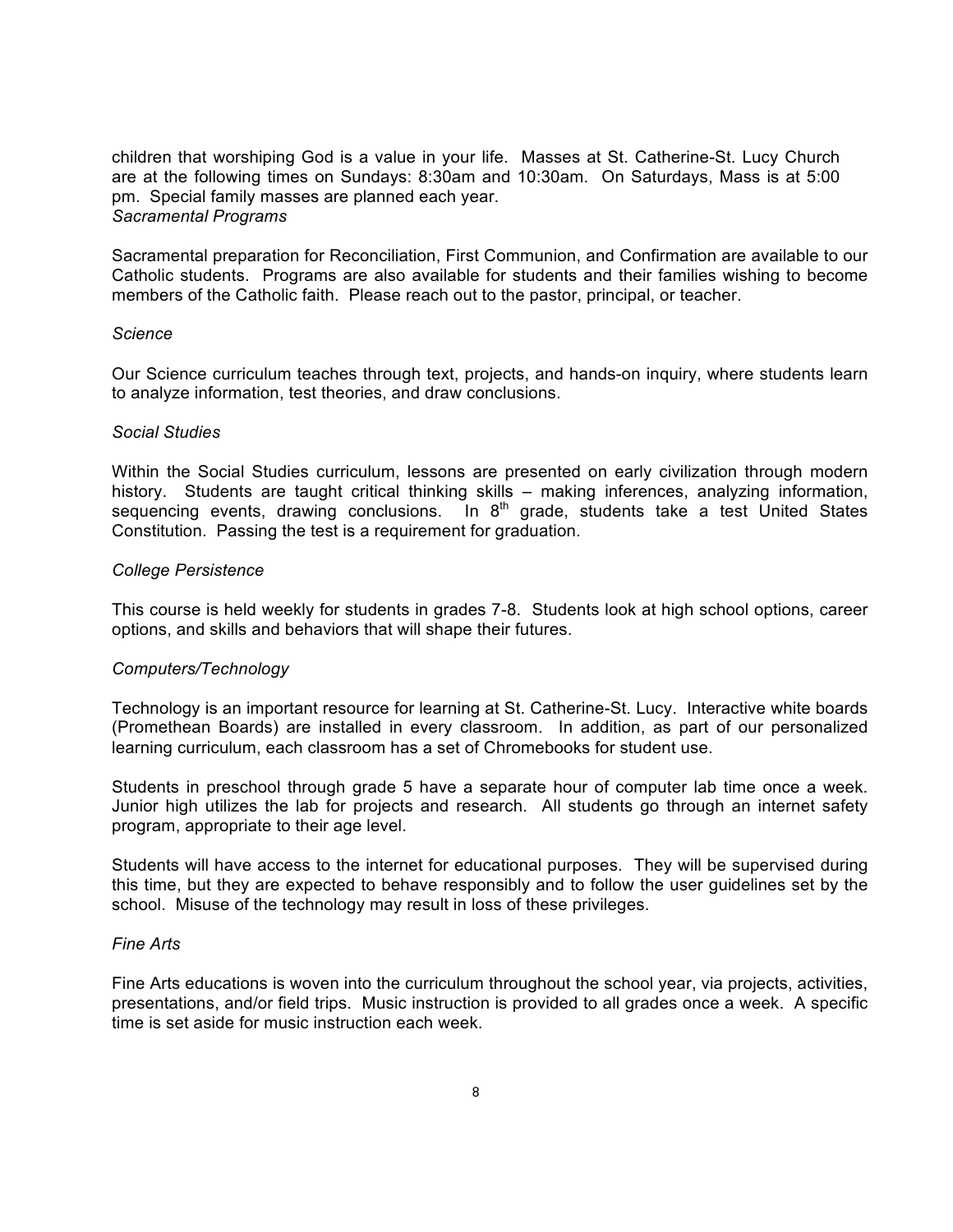children that worshiping God is a value in your life. Masses at St. Catherine-St. Lucy Church are at the following times on Sundays: 8:30am and 10:30am. On Saturdays, Mass is at 5:00 pm. Special family masses are planned each year.

*Sacramental Programs*

Sacramental preparation for Reconciliation, First Communion, and Confirmation are available to our Catholic students. Programs are also available for students and their families wishing to become members of the Catholic faith. Please reach out to the pastor, principal, or teacher.

*Science*

Our Science curriculum teaches through text, projects, and hands-on inquiry, where students learn to analyze information, test theories, and draw conclusions.

*Social Studies*

Within the Social Studies curriculum, lessons are presented on early civilization through modern history. Students are taught critical thinking skills – making inferences, analyzing information, sequencing events, drawing conclusions. In 8th grade, students take a test United States Constitution. Passing the test is a requirement for graduation.

*College Persistence*

This course is held weekly for students in grades 7-8. Students look at high school options, career options, and skills and behaviors that will shape their futures.

*Computers/Technology*

Technology is an important resource for learning at St. Catherine-St. Lucy. Interactive white boards (Promethean Boards) are installed in every classroom. In addition, as part of our personalized learning curriculum, each classroom has a set of Chromebooks for student use.

Students in preschool through grade 5 have a separate hour of computer lab time once a week. Junior high utilizes the lab for projects and research. All students go through an internet safety program, appropriate to their age level.

Students will have access to the internet for educational purposes. They will be supervised during this time, but they are expected to behave responsibly and to follow the user guidelines set by the school. Misuse of the technology may result in loss of these privileges.

*Fine Arts*

Fine Arts educations is woven into the curriculum throughout the school year, via projects, activities, presentations, and/or field trips. Music instruction is provided to all grades once a week. A specific time is set aside for music instruction each week.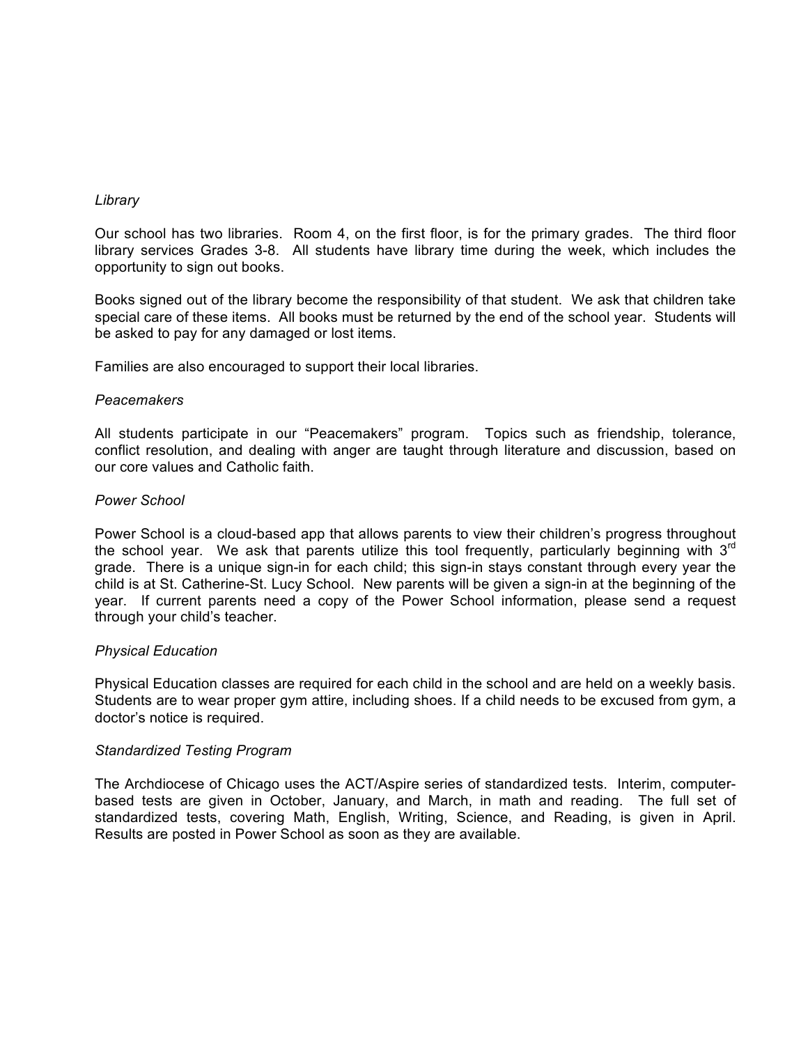*Library*

Our school has two libraries. Room 4, on the first floor, is for the primary grades. The third floor library services Grades 3-8. All students have library time during the week, which includes the opportunity to sign out books.

Books signed out of the library become the responsibility of that student. We ask that children take special care of these items. All books must be returned by the end of the school year. Students will be asked to pay for any damaged or lost items.

Families are also encouraged to support their local libraries.

*Peacemakers*

All students participate in our "Peacemakers" program. Topics such as friendship, tolerance, conflict resolution, and dealing with anger are taught through literature and discussion, based on our core values and Catholic faith.

*Power School*

Power School is a cloud-based app that allows parents to view their children's progress throughout the school year. We ask that parents utilize this tool frequently, particularly beginning with 3rd grade. There is a unique sign-in for each child; this sign-in stays constant through every year the child is at St. Catherine-St. Lucy School. New parents will be given a sign-in at the beginning of the year. If current parents need a copy of the Power School information, please send a request through your child's teacher.

*Physical Education*

Physical Education classes are required for each child in the school and are held on a weekly basis. Students are to wear proper gym attire, including shoes. If a child needs to be excused from gym, a doctor's notice is required.

*Standardized Testing Program*

The Archdiocese of Chicago uses the ACT/Aspire series of standardized tests. Interim, computer-based tests are given in October, January, and March, in math and reading. The full set of standardized tests, covering Math, English, Writing, Science, and Reading, is given in April. Results are posted in Power School as soon as they are available.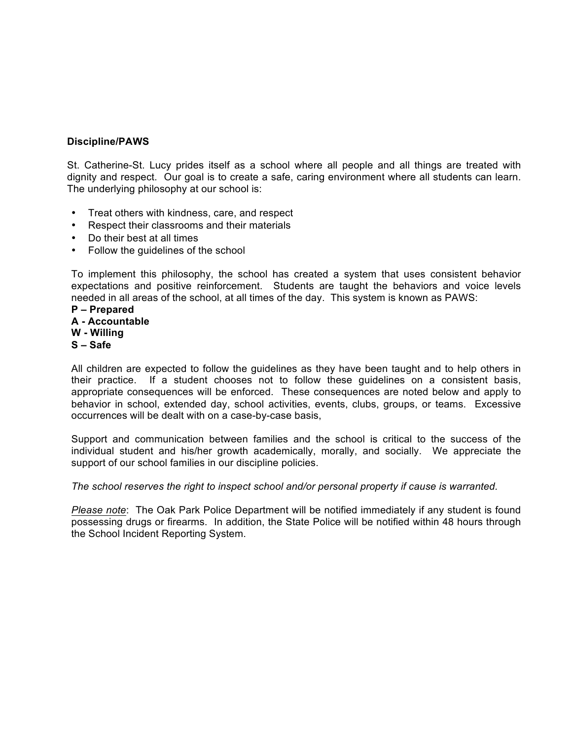## Discipline/PAWS

St. Catherine-St. Lucy prides itself as a school where all people and all things are treated with dignity and respect. Our goal is to create a safe, caring environment where all students can learn. The underlying philosophy at our school is:

- Treat others with kindness, care, and respect
- Respect their classrooms and their materials
- Do their best at all times
- Follow the guidelines of the school

To implement this philosophy, the school has created a system that uses consistent behavior expectations and positive reinforcement. Students are taught the behaviors and voice levels needed in all areas of the school, at all times of the day. This system is known as PAWS:

**P – Prepared**
**A - Accountable**
**W - Willing**
**S – Safe**

All children are expected to follow the guidelines as they have been taught and to help others in their practice. If a student chooses not to follow these guidelines on a consistent basis, appropriate consequences will be enforced. These consequences are noted below and apply to behavior in school, extended day, school activities, events, clubs, groups, or teams. Excessive occurrences will be dealt with on a case-by-case basis,

Support and communication between families and the school is critical to the success of the individual student and his/her growth academically, morally, and socially. We appreciate the support of our school families in our discipline policies.

*The school reserves the right to inspect school and/or personal property if cause is warranted.*

*Please note*: The Oak Park Police Department will be notified immediately if any student is found possessing drugs or firearms. In addition, the State Police will be notified within 48 hours through the School Incident Reporting System.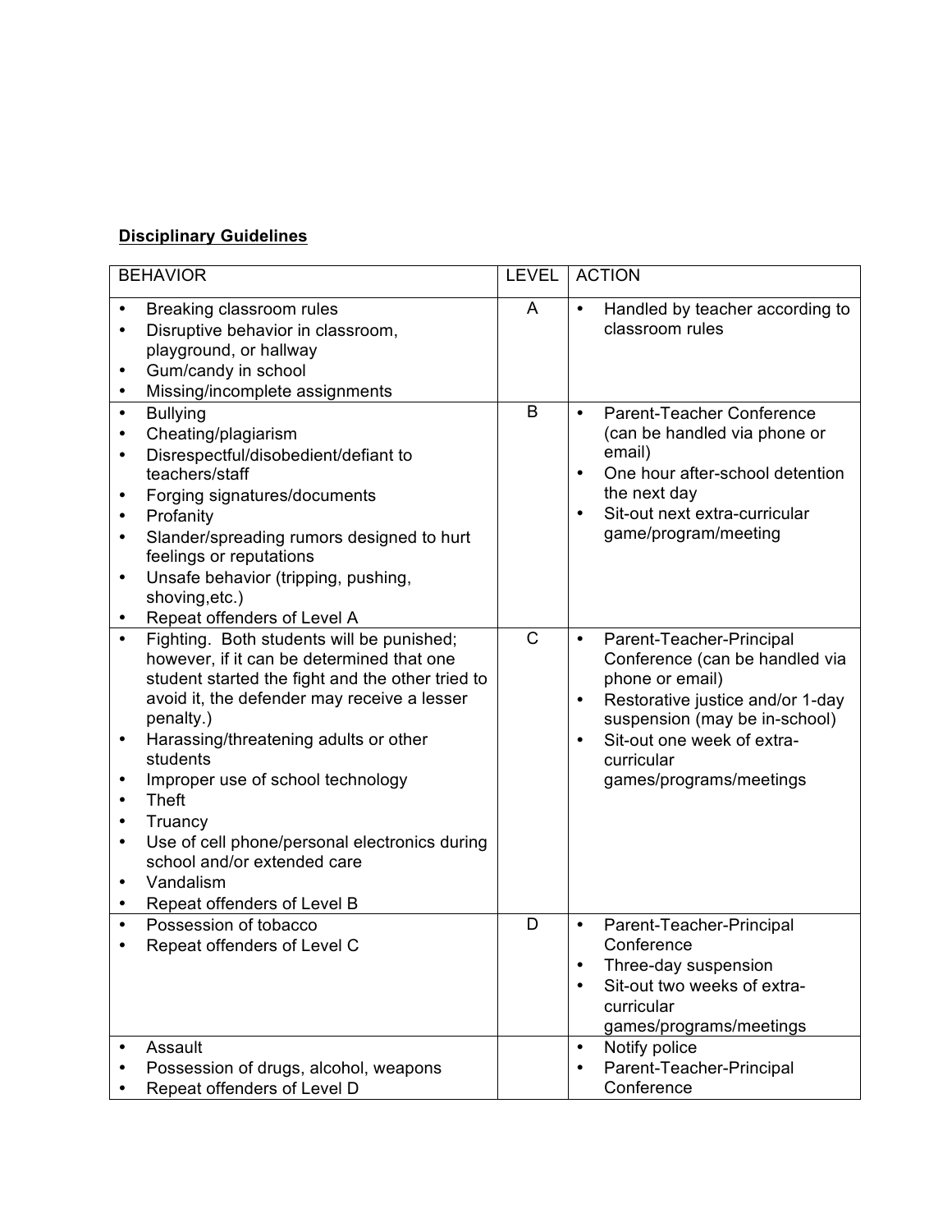**Disciplinary Guidelines**

| BEHAVIOR | LEVEL | ACTION |
| --- | --- | --- |
| • Breaking classroom rules<br>• Disruptive behavior in classroom, playground, or hallway<br>• Gum/candy in school<br>• Missing/incomplete assignments | A | • Handled by teacher according to classroom rules |
| • Bullying<br>• Cheating/plagiarism<br>• Disrespectful/disobedient/defiant to teachers/staff<br>• Forging signatures/documents<br>• Profanity<br>• Slander/spreading rumors designed to hurt feelings or reputations<br>• Unsafe behavior (tripping, pushing, shoving,etc.)<br>• Repeat offenders of Level A | B | • Parent-Teacher Conference (can be handled via phone or email)<br>• One hour after-school detention the next day<br>• Sit-out next extra-curricular game/program/meeting |
| • Fighting. Both students will be punished; however, if it can be determined that one student started the fight and the other tried to avoid it, the defender may receive a lesser penalty.)<br>• Harassing/threatening adults or other students<br>• Improper use of school technology<br>• Theft<br>• Truancy<br>• Use of cell phone/personal electronics during school and/or extended care<br>• Vandalism<br>• Repeat offenders of Level B | C | • Parent-Teacher-Principal Conference (can be handled via phone or email)<br>• Restorative justice and/or 1-day suspension (may be in-school)<br>• Sit-out one week of extra-curricular games/programs/meetings |
| • Possession of tobacco<br>• Repeat offenders of Level C | D | • Parent-Teacher-Principal Conference<br>• Three-day suspension<br>• Sit-out two weeks of extra-curricular games/programs/meetings |
| • Assault<br>• Possession of drugs, alcohol, weapons<br>• Repeat offenders of Level D | | • Notify police<br>• Parent-Teacher-Principal Conference |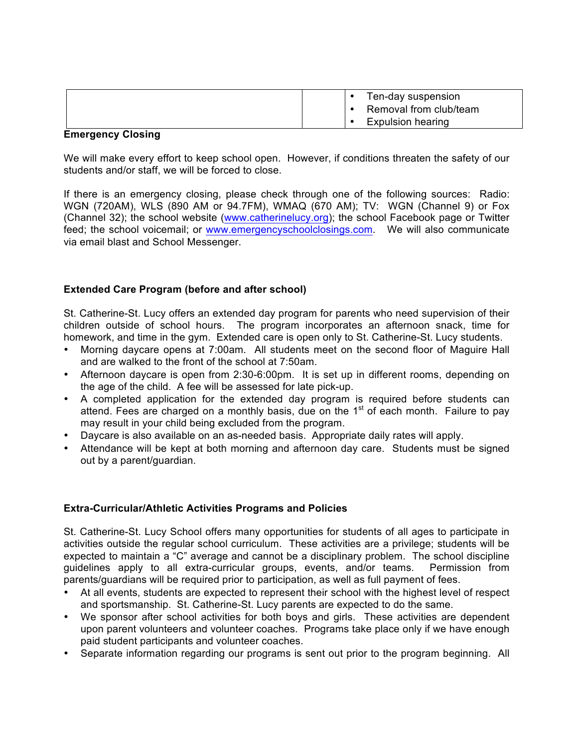| | | |
|---|---|---|
| | | • Ten-day suspension<br>• Removal from club/team<br>• Expulsion hearing |

**Emergency Closing**

We will make every effort to keep school open. However, if conditions threaten the safety of our students and/or staff, we will be forced to close.

If there is an emergency closing, please check through one of the following sources: Radio: WGN (720AM), WLS (890 AM or 94.7FM), WMAQ (670 AM); TV: WGN (Channel 9) or Fox (Channel 32); the school website (www.catherinelucy.org); the school Facebook page or Twitter feed; the school voicemail; or www.emergencyschoolclosings.com. We will also communicate via email blast and School Messenger.

**Extended Care Program (before and after school)**

St. Catherine-St. Lucy offers an extended day program for parents who need supervision of their children outside of school hours. The program incorporates an afternoon snack, time for homework, and time in the gym. Extended care is open only to St. Catherine-St. Lucy students.

- Morning daycare opens at 7:00am. All students meet on the second floor of Maguire Hall and are walked to the front of the school at 7:50am.
- Afternoon daycare is open from 2:30-6:00pm. It is set up in different rooms, depending on the age of the child. A fee will be assessed for late pick-up.
- A completed application for the extended day program is required before students can attend. Fees are charged on a monthly basis, due on the 1st of each month. Failure to pay may result in your child being excluded from the program.
- Daycare is also available on an as-needed basis. Appropriate daily rates will apply.
- Attendance will be kept at both morning and afternoon day care. Students must be signed out by a parent/guardian.

**Extra-Curricular/Athletic Activities Programs and Policies**

St. Catherine-St. Lucy School offers many opportunities for students of all ages to participate in activities outside the regular school curriculum. These activities are a privilege; students will be expected to maintain a "C" average and cannot be a disciplinary problem. The school discipline guidelines apply to all extra-curricular groups, events, and/or teams. Permission from parents/guardians will be required prior to participation, as well as full payment of fees.

- At all events, students are expected to represent their school with the highest level of respect and sportsmanship. St. Catherine-St. Lucy parents are expected to do the same.
- We sponsor after school activities for both boys and girls. These activities are dependent upon parent volunteers and volunteer coaches. Programs take place only if we have enough paid student participants and volunteer coaches.
- Separate information regarding our programs is sent out prior to the program beginning. All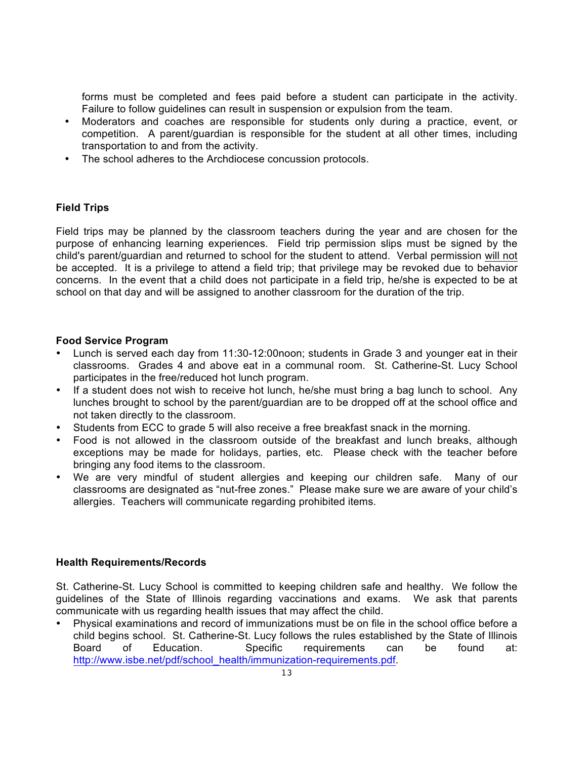forms must be completed and fees paid before a student can participate in the activity. Failure to follow guidelines can result in suspension or expulsion from the team.

- Moderators and coaches are responsible for students only during a practice, event, or competition. A parent/guardian is responsible for the student at all other times, including transportation to and from the activity.
- The school adheres to the Archdiocese concussion protocols.

**Field Trips**

Field trips may be planned by the classroom teachers during the year and are chosen for the purpose of enhancing learning experiences. Field trip permission slips must be signed by the child's parent/guardian and returned to school for the student to attend. Verbal permission <u>will not</u> be accepted. It is a privilege to attend a field trip; that privilege may be revoked due to behavior concerns. In the event that a child does not participate in a field trip, he/she is expected to be at school on that day and will be assigned to another classroom for the duration of the trip.

**Food Service Program**

- Lunch is served each day from 11:30-12:00noon; students in Grade 3 and younger eat in their classrooms. Grades 4 and above eat in a communal room. St. Catherine-St. Lucy School participates in the free/reduced hot lunch program.
- If a student does not wish to receive hot lunch, he/she must bring a bag lunch to school. Any lunches brought to school by the parent/guardian are to be dropped off at the school office and not taken directly to the classroom.
- Students from ECC to grade 5 will also receive a free breakfast snack in the morning.
- Food is not allowed in the classroom outside of the breakfast and lunch breaks, although exceptions may be made for holidays, parties, etc. Please check with the teacher before bringing any food items to the classroom.
- We are very mindful of student allergies and keeping our children safe. Many of our classrooms are designated as "nut-free zones." Please make sure we are aware of your child's allergies. Teachers will communicate regarding prohibited items.

**Health Requirements/Records**

St. Catherine-St. Lucy School is committed to keeping children safe and healthy. We follow the guidelines of the State of Illinois regarding vaccinations and exams. We ask that parents communicate with us regarding health issues that may affect the child.

- Physical examinations and record of immunizations must be on file in the school office before a child begins school. St. Catherine-St. Lucy follows the rules established by the State of Illinois Board of Education. Specific requirements can be found at: http://www.isbe.net/pdf/school_health/immunization-requirements.pdf.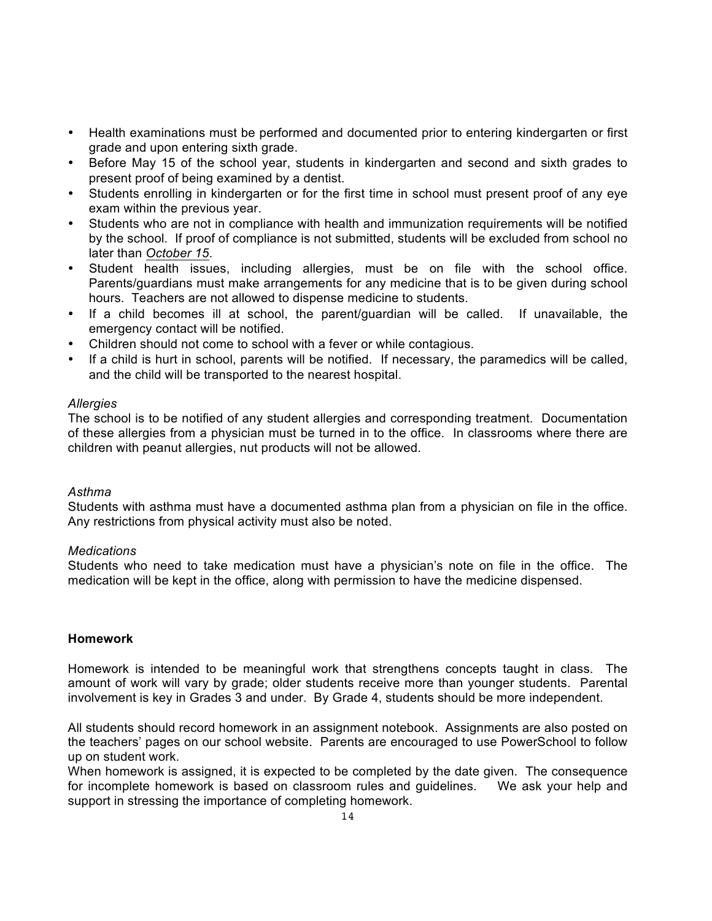- Health examinations must be performed and documented prior to entering kindergarten or first grade and upon entering sixth grade.
- Before May 15 of the school year, students in kindergarten and second and sixth grades to present proof of being examined by a dentist.
- Students enrolling in kindergarten or for the first time in school must present proof of any eye exam within the previous year.
- Students who are not in compliance with health and immunization requirements will be notified by the school. If proof of compliance is not submitted, students will be excluded from school no later than *October 15*.
- Student health issues, including allergies, must be on file with the school office. Parents/guardians must make arrangements for any medicine that is to be given during school hours. Teachers are not allowed to dispense medicine to students.
- If a child becomes ill at school, the parent/guardian will be called. If unavailable, the emergency contact will be notified.
- Children should not come to school with a fever or while contagious.
- If a child is hurt in school, parents will be notified. If necessary, the paramedics will be called, and the child will be transported to the nearest hospital.

*Allergies*

The school is to be notified of any student allergies and corresponding treatment. Documentation of these allergies from a physician must be turned in to the office. In classrooms where there are children with peanut allergies, nut products will not be allowed.

*Asthma*

Students with asthma must have a documented asthma plan from a physician on file in the office. Any restrictions from physical activity must also be noted.

*Medications*

Students who need to take medication must have a physician's note on file in the office. The medication will be kept in the office, along with permission to have the medicine dispensed.

**Homework**

Homework is intended to be meaningful work that strengthens concepts taught in class. The amount of work will vary by grade; older students receive more than younger students. Parental involvement is key in Grades 3 and under. By Grade 4, students should be more independent.

All students should record homework in an assignment notebook. Assignments are also posted on the teachers' pages on our school website. Parents are encouraged to use PowerSchool to follow up on student work.

When homework is assigned, it is expected to be completed by the date given. The consequence for incomplete homework is based on classroom rules and guidelines. We ask your help and support in stressing the importance of completing homework.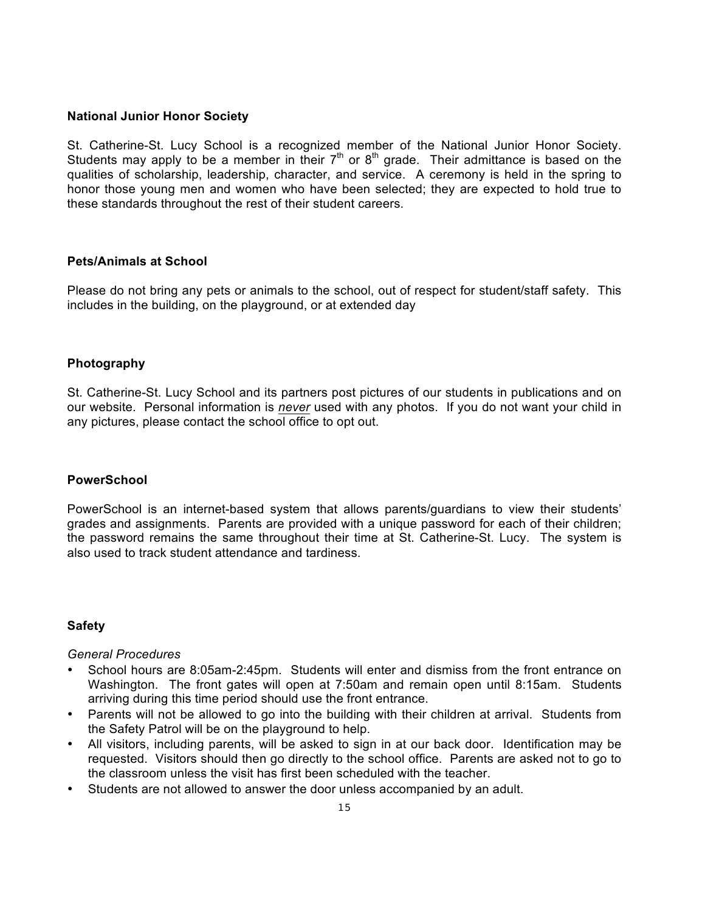**National Junior Honor Society**

St. Catherine-St. Lucy School is a recognized member of the National Junior Honor Society. Students may apply to be a member in their 7th or 8th grade. Their admittance is based on the qualities of scholarship, leadership, character, and service. A ceremony is held in the spring to honor those young men and women who have been selected; they are expected to hold true to these standards throughout the rest of their student careers.

**Pets/Animals at School**

Please do not bring any pets or animals to the school, out of respect for student/staff safety. This includes in the building, on the playground, or at extended day

**Photography**

St. Catherine-St. Lucy School and its partners post pictures of our students in publications and on our website. Personal information is ***never*** used with any photos. If you do not want your child in any pictures, please contact the school office to opt out.

**PowerSchool**

PowerSchool is an internet-based system that allows parents/guardians to view their students' grades and assignments. Parents are provided with a unique password for each of their children; the password remains the same throughout their time at St. Catherine-St. Lucy. The system is also used to track student attendance and tardiness.

**Safety**

*General Procedures*

- School hours are 8:05am-2:45pm. Students will enter and dismiss from the front entrance on Washington. The front gates will open at 7:50am and remain open until 8:15am. Students arriving during this time period should use the front entrance.
- Parents will not be allowed to go into the building with their children at arrival. Students from the Safety Patrol will be on the playground to help.
- All visitors, including parents, will be asked to sign in at our back door. Identification may be requested. Visitors should then go directly to the school office. Parents are asked not to go to the classroom unless the visit has first been scheduled with the teacher.
- Students are not allowed to answer the door unless accompanied by an adult.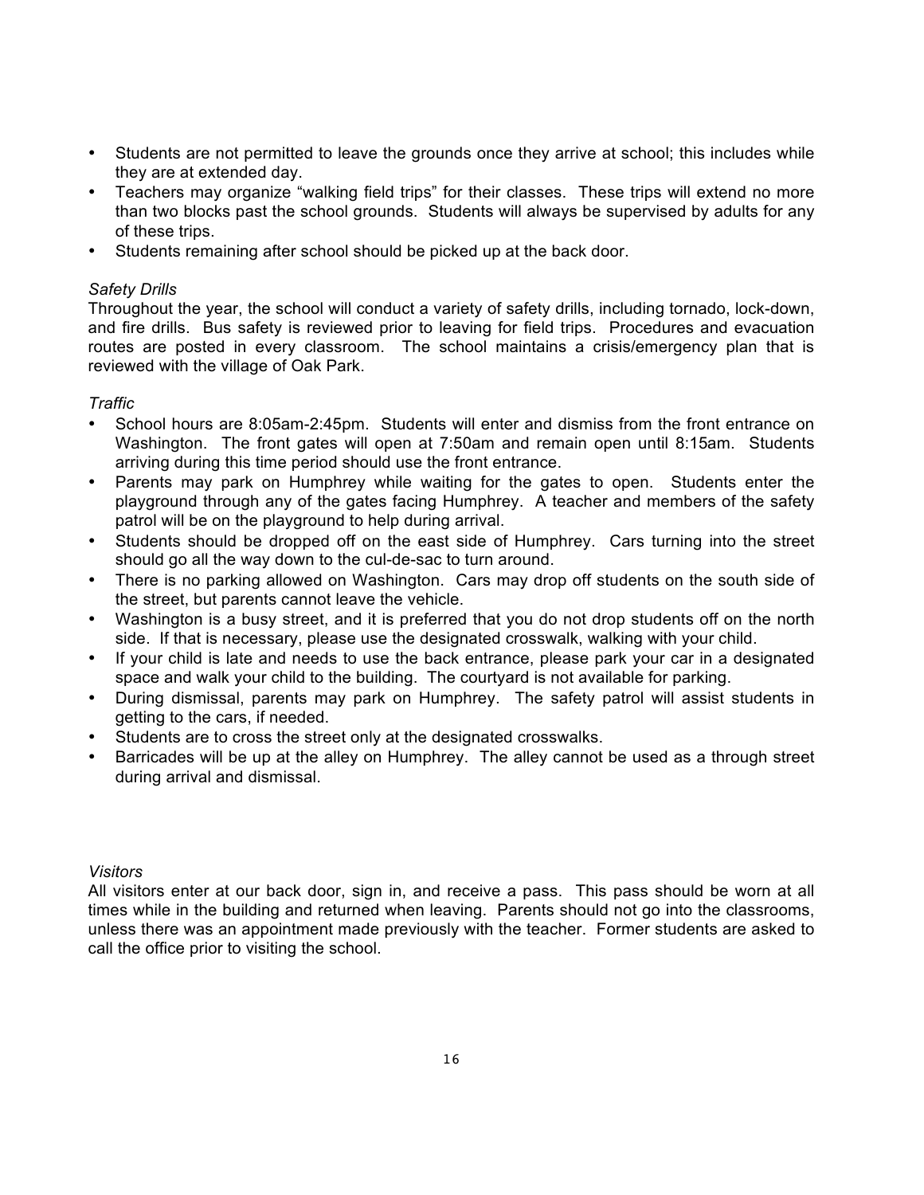- Students are not permitted to leave the grounds once they arrive at school; this includes while they are at extended day.
- Teachers may organize "walking field trips" for their classes. These trips will extend no more than two blocks past the school grounds. Students will always be supervised by adults for any of these trips.
- Students remaining after school should be picked up at the back door.

*Safety Drills*

Throughout the year, the school will conduct a variety of safety drills, including tornado, lock-down, and fire drills. Bus safety is reviewed prior to leaving for field trips. Procedures and evacuation routes are posted in every classroom. The school maintains a crisis/emergency plan that is reviewed with the village of Oak Park.

*Traffic*

- School hours are 8:05am-2:45pm. Students will enter and dismiss from the front entrance on Washington. The front gates will open at 7:50am and remain open until 8:15am. Students arriving during this time period should use the front entrance.
- Parents may park on Humphrey while waiting for the gates to open. Students enter the playground through any of the gates facing Humphrey. A teacher and members of the safety patrol will be on the playground to help during arrival.
- Students should be dropped off on the east side of Humphrey. Cars turning into the street should go all the way down to the cul-de-sac to turn around.
- There is no parking allowed on Washington. Cars may drop off students on the south side of the street, but parents cannot leave the vehicle.
- Washington is a busy street, and it is preferred that you do not drop students off on the north side. If that is necessary, please use the designated crosswalk, walking with your child.
- If your child is late and needs to use the back entrance, please park your car in a designated space and walk your child to the building. The courtyard is not available for parking.
- During dismissal, parents may park on Humphrey. The safety patrol will assist students in getting to the cars, if needed.
- Students are to cross the street only at the designated crosswalks.
- Barricades will be up at the alley on Humphrey. The alley cannot be used as a through street during arrival and dismissal.

*Visitors*

All visitors enter at our back door, sign in, and receive a pass. This pass should be worn at all times while in the building and returned when leaving. Parents should not go into the classrooms, unless there was an appointment made previously with the teacher. Former students are asked to call the office prior to visiting the school.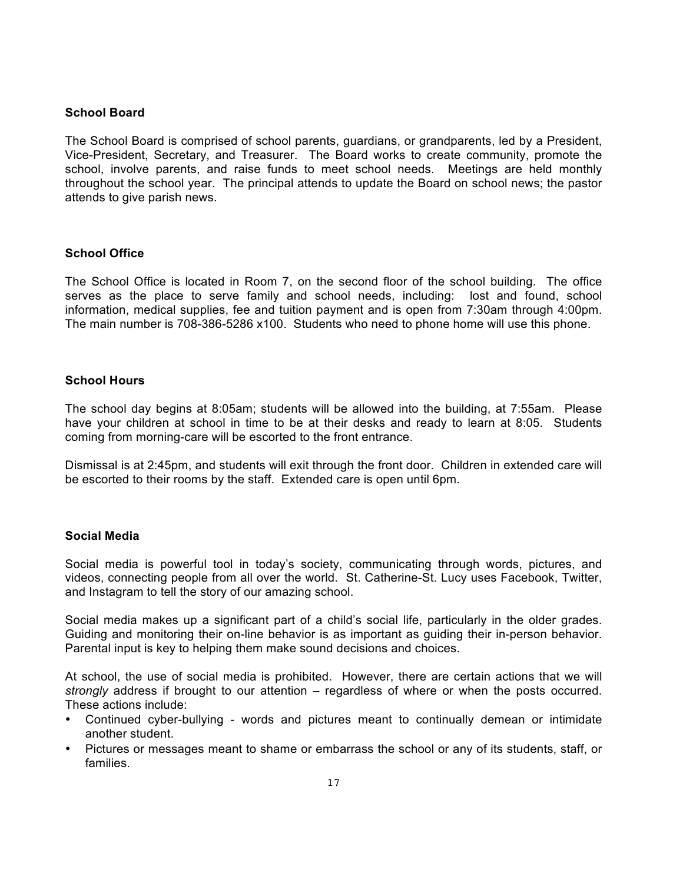**School Board**

The School Board is comprised of school parents, guardians, or grandparents, led by a President, Vice-President, Secretary, and Treasurer. The Board works to create community, promote the school, involve parents, and raise funds to meet school needs. Meetings are held monthly throughout the school year. The principal attends to update the Board on school news; the pastor attends to give parish news.

**School Office**

The School Office is located in Room 7, on the second floor of the school building. The office serves as the place to serve family and school needs, including: lost and found, school information, medical supplies, fee and tuition payment and is open from 7:30am through 4:00pm. The main number is 708-386-5286 x100. Students who need to phone home will use this phone.

**School Hours**

The school day begins at 8:05am; students will be allowed into the building, at 7:55am. Please have your children at school in time to be at their desks and ready to learn at 8:05. Students coming from morning-care will be escorted to the front entrance.

Dismissal is at 2:45pm, and students will exit through the front door. Children in extended care will be escorted to their rooms by the staff. Extended care is open until 6pm.

**Social Media**

Social media is powerful tool in today's society, communicating through words, pictures, and videos, connecting people from all over the world. St. Catherine-St. Lucy uses Facebook, Twitter, and Instagram to tell the story of our amazing school.

Social media makes up a significant part of a child's social life, particularly in the older grades. Guiding and monitoring their on-line behavior is as important as guiding their in-person behavior. Parental input is key to helping them make sound decisions and choices.

At school, the use of social media is prohibited. However, there are certain actions that we will *strongly* address if brought to our attention – regardless of where or when the posts occurred. These actions include:

- Continued cyber-bullying - words and pictures meant to continually demean or intimidate another student.
- Pictures or messages meant to shame or embarrass the school or any of its students, staff, or families.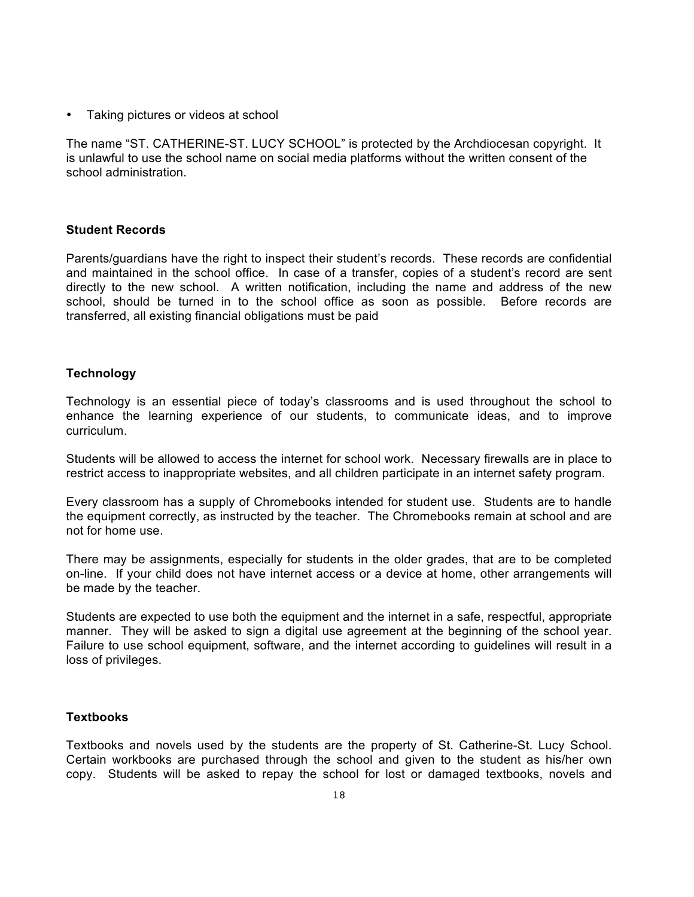- Taking pictures or videos at school

The name "ST. CATHERINE-ST. LUCY SCHOOL" is protected by the Archdiocesan copyright. It is unlawful to use the school name on social media platforms without the written consent of the school administration.

**Student Records**

Parents/guardians have the right to inspect their student's records. These records are confidential and maintained in the school office. In case of a transfer, copies of a student's record are sent directly to the new school. A written notification, including the name and address of the new school, should be turned in to the school office as soon as possible. Before records are transferred, all existing financial obligations must be paid

**Technology**

Technology is an essential piece of today's classrooms and is used throughout the school to enhance the learning experience of our students, to communicate ideas, and to improve curriculum.

Students will be allowed to access the internet for school work. Necessary firewalls are in place to restrict access to inappropriate websites, and all children participate in an internet safety program.

Every classroom has a supply of Chromebooks intended for student use. Students are to handle the equipment correctly, as instructed by the teacher. The Chromebooks remain at school and are not for home use.

There may be assignments, especially for students in the older grades, that are to be completed on-line. If your child does not have internet access or a device at home, other arrangements will be made by the teacher.

Students are expected to use both the equipment and the internet in a safe, respectful, appropriate manner. They will be asked to sign a digital use agreement at the beginning of the school year. Failure to use school equipment, software, and the internet according to guidelines will result in a loss of privileges.

**Textbooks**

Textbooks and novels used by the students are the property of St. Catherine-St. Lucy School. Certain workbooks are purchased through the school and given to the student as his/her own copy. Students will be asked to repay the school for lost or damaged textbooks, novels and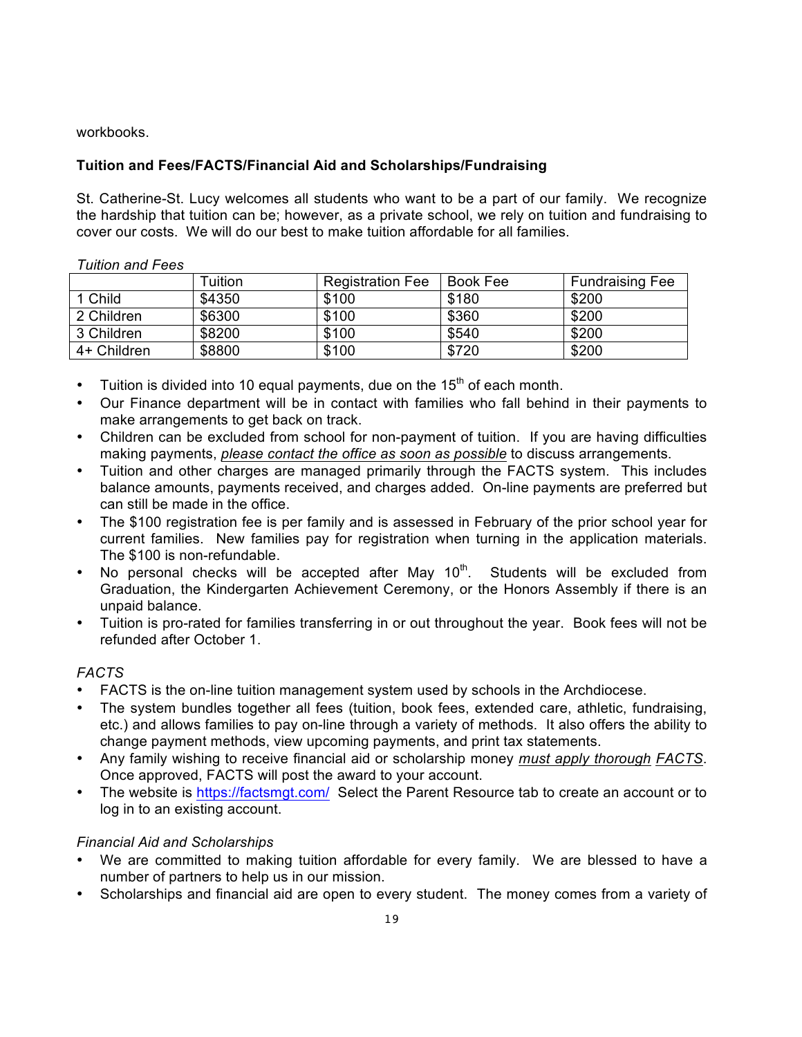workbooks.

**Tuition and Fees/FACTS/Financial Aid and Scholarships/Fundraising**

St. Catherine-St. Lucy welcomes all students who want to be a part of our family. We recognize the hardship that tuition can be; however, as a private school, we rely on tuition and fundraising to cover our costs. We will do our best to make tuition affordable for all families.

*Tuition and Fees*

| | Tuition | Registration Fee | Book Fee | Fundraising Fee |
|---|---|---|---|---|
| 1 Child | $4350 | $100 | $180 | $200 |
| 2 Children | $6300 | $100 | $360 | $200 |
| 3 Children | $8200 | $100 | $540 | $200 |
| 4+ Children | $8800 | $100 | $720 | $200 |

- Tuition is divided into 10 equal payments, due on the 15th of each month.
- Our Finance department will be in contact with families who fall behind in their payments to make arrangements to get back on track.
- Children can be excluded from school for non-payment of tuition. If you are having difficulties making payments, *please contact the office as soon as possible* to discuss arrangements.
- Tuition and other charges are managed primarily through the FACTS system. This includes balance amounts, payments received, and charges added. On-line payments are preferred but can still be made in the office.
- The $100 registration fee is per family and is assessed in February of the prior school year for current families. New families pay for registration when turning in the application materials. The $100 is non-refundable.
- No personal checks will be accepted after May 10th. Students will be excluded from Graduation, the Kindergarten Achievement Ceremony, or the Honors Assembly if there is an unpaid balance.
- Tuition is pro-rated for families transferring in or out throughout the year. Book fees will not be refunded after October 1.

*FACTS*

- FACTS is the on-line tuition management system used by schools in the Archdiocese.
- The system bundles together all fees (tuition, book fees, extended care, athletic, fundraising, etc.) and allows families to pay on-line through a variety of methods. It also offers the ability to change payment methods, view upcoming payments, and print tax statements.
- Any family wishing to receive financial aid or scholarship money *must apply thorough FACTS*. Once approved, FACTS will post the award to your account.
- The website is https://factsmgt.com/ Select the Parent Resource tab to create an account or to log in to an existing account.

*Financial Aid and Scholarships*

- We are committed to making tuition affordable for every family. We are blessed to have a number of partners to help us in our mission.
- Scholarships and financial aid are open to every student. The money comes from a variety of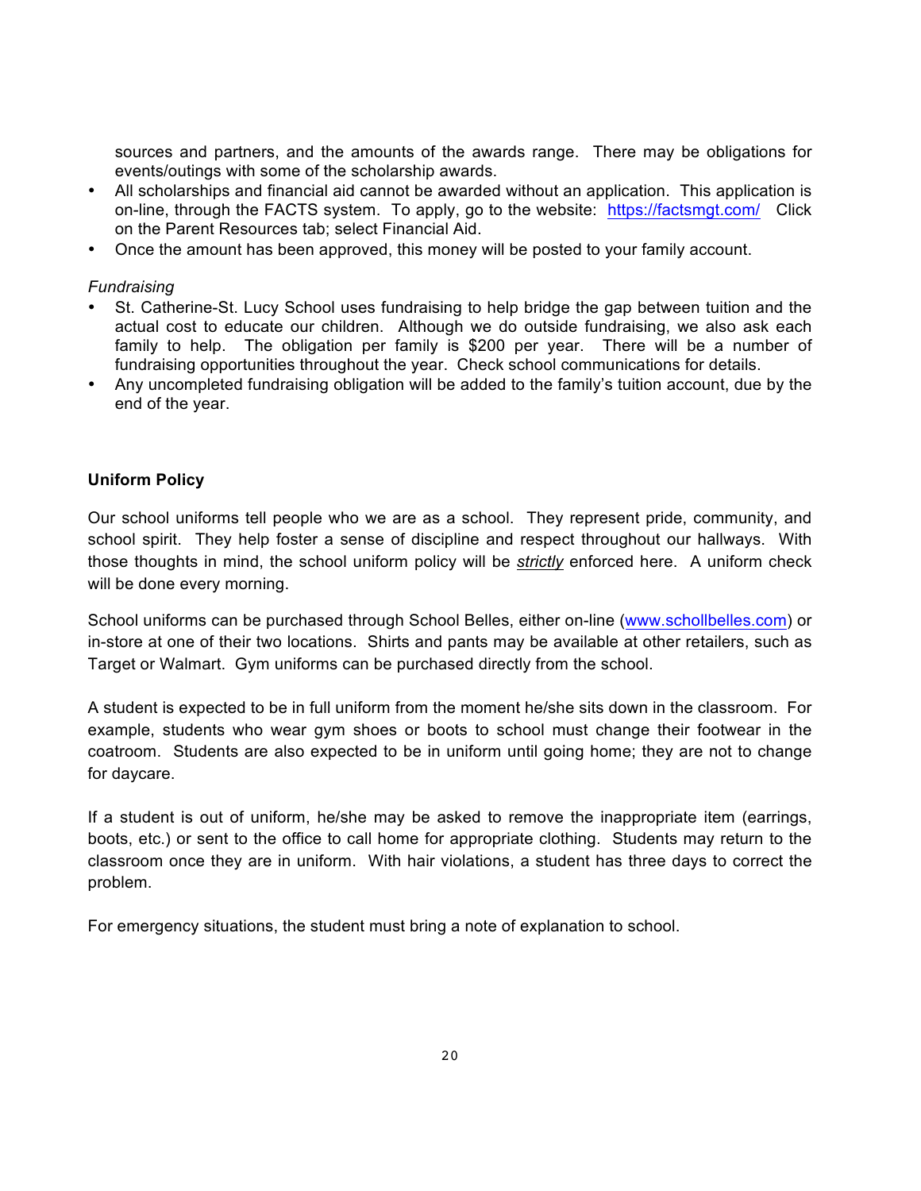sources and partners, and the amounts of the awards range. There may be obligations for events/outings with some of the scholarship awards.

- All scholarships and financial aid cannot be awarded without an application. This application is on-line, through the FACTS system. To apply, go to the website: https://factsmgt.com/ Click on the Parent Resources tab; select Financial Aid.
- Once the amount has been approved, this money will be posted to your family account.

*Fundraising*

- St. Catherine-St. Lucy School uses fundraising to help bridge the gap between tuition and the actual cost to educate our children. Although we do outside fundraising, we also ask each family to help. The obligation per family is $200 per year. There will be a number of fundraising opportunities throughout the year. Check school communications for details.
- Any uncompleted fundraising obligation will be added to the family's tuition account, due by the end of the year.

**Uniform Policy**

Our school uniforms tell people who we are as a school. They represent pride, community, and school spirit. They help foster a sense of discipline and respect throughout our hallways. With those thoughts in mind, the school uniform policy will be ***strictly*** enforced here. A uniform check will be done every morning.

School uniforms can be purchased through School Belles, either on-line (www.schollbelles.com) or in-store at one of their two locations. Shirts and pants may be available at other retailers, such as Target or Walmart. Gym uniforms can be purchased directly from the school.

A student is expected to be in full uniform from the moment he/she sits down in the classroom. For example, students who wear gym shoes or boots to school must change their footwear in the coatroom. Students are also expected to be in uniform until going home; they are not to change for daycare.

If a student is out of uniform, he/she may be asked to remove the inappropriate item (earrings, boots, etc.) or sent to the office to call home for appropriate clothing. Students may return to the classroom once they are in uniform. With hair violations, a student has three days to correct the problem.

For emergency situations, the student must bring a note of explanation to school.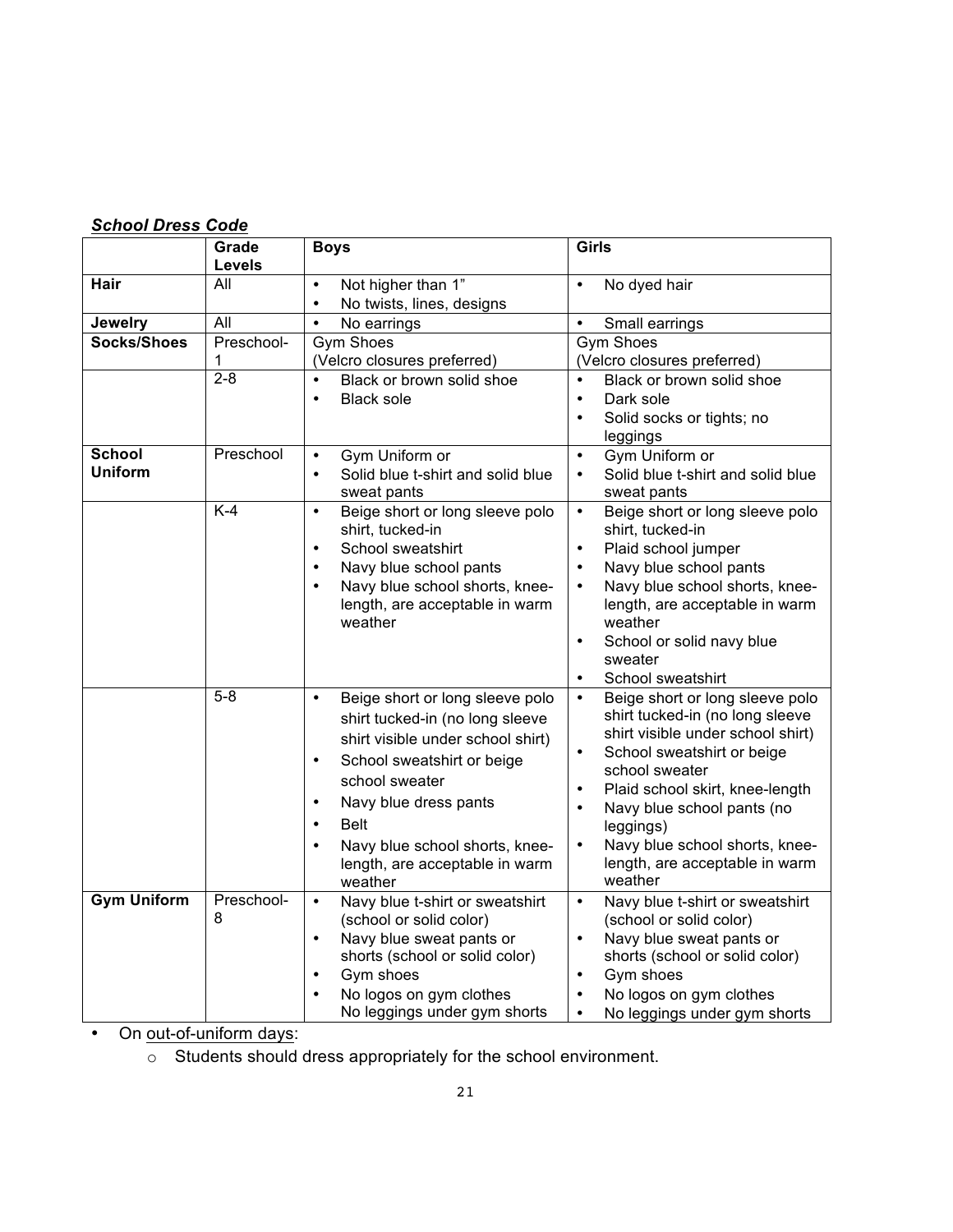***School Dress Code***

| | Grade Levels | Boys | Girls |
|---|---|---|---|
| **Hair** | All | • Not higher than 1"<br>• No twists, lines, designs | • No dyed hair |
| **Jewelry** | All | • No earrings | • Small earrings |
| **Socks/Shoes** | Preschool-1 | Gym Shoes<br>(Velcro closures preferred) | Gym Shoes<br>(Velcro closures preferred) |
| | 2-8 | • Black or brown solid shoe<br>• Black sole | • Black or brown solid shoe<br>• Dark sole<br>• Solid socks or tights; no leggings |
| **School Uniform** | Preschool | • Gym Uniform or<br>• Solid blue t-shirt and solid blue sweat pants | • Gym Uniform or<br>• Solid blue t-shirt and solid blue sweat pants |
| | K-4 | • Beige short or long sleeve polo shirt, tucked-in<br>• School sweatshirt<br>• Navy blue school pants<br>• Navy blue school shorts, knee-length, are acceptable in warm weather | • Beige short or long sleeve polo shirt, tucked-in<br>• Plaid school jumper<br>• Navy blue school pants<br>• Navy blue school shorts, knee-length, are acceptable in warm weather<br>• School or solid navy blue sweater<br>• School sweatshirt |
| | 5-8 | • Beige short or long sleeve polo shirt tucked-in (no long sleeve shirt visible under school shirt)<br>• School sweatshirt or beige school sweater<br>• Navy blue dress pants<br>• Belt<br>• Navy blue school shorts, knee-length, are acceptable in warm weather | • Beige short or long sleeve polo shirt tucked-in (no long sleeve shirt visible under school shirt)<br>• School sweatshirt or beige school sweater<br>• Plaid school skirt, knee-length<br>• Navy blue school pants (no leggings)<br>• Navy blue school shorts, knee-length, are acceptable in warm weather |
| **Gym Uniform** | Preschool-8 | • Navy blue t-shirt or sweatshirt (school or solid color)<br>• Navy blue sweat pants or shorts (school or solid color)<br>• Gym shoes<br>• No logos on gym clothes<br>No leggings under gym shorts | • Navy blue t-shirt or sweatshirt (school or solid color)<br>• Navy blue sweat pants or shorts (school or solid color)<br>• Gym shoes<br>• No logos on gym clothes<br>• No leggings under gym shorts |

- On out-of-uniform days:
  - Students should dress appropriately for the school environment.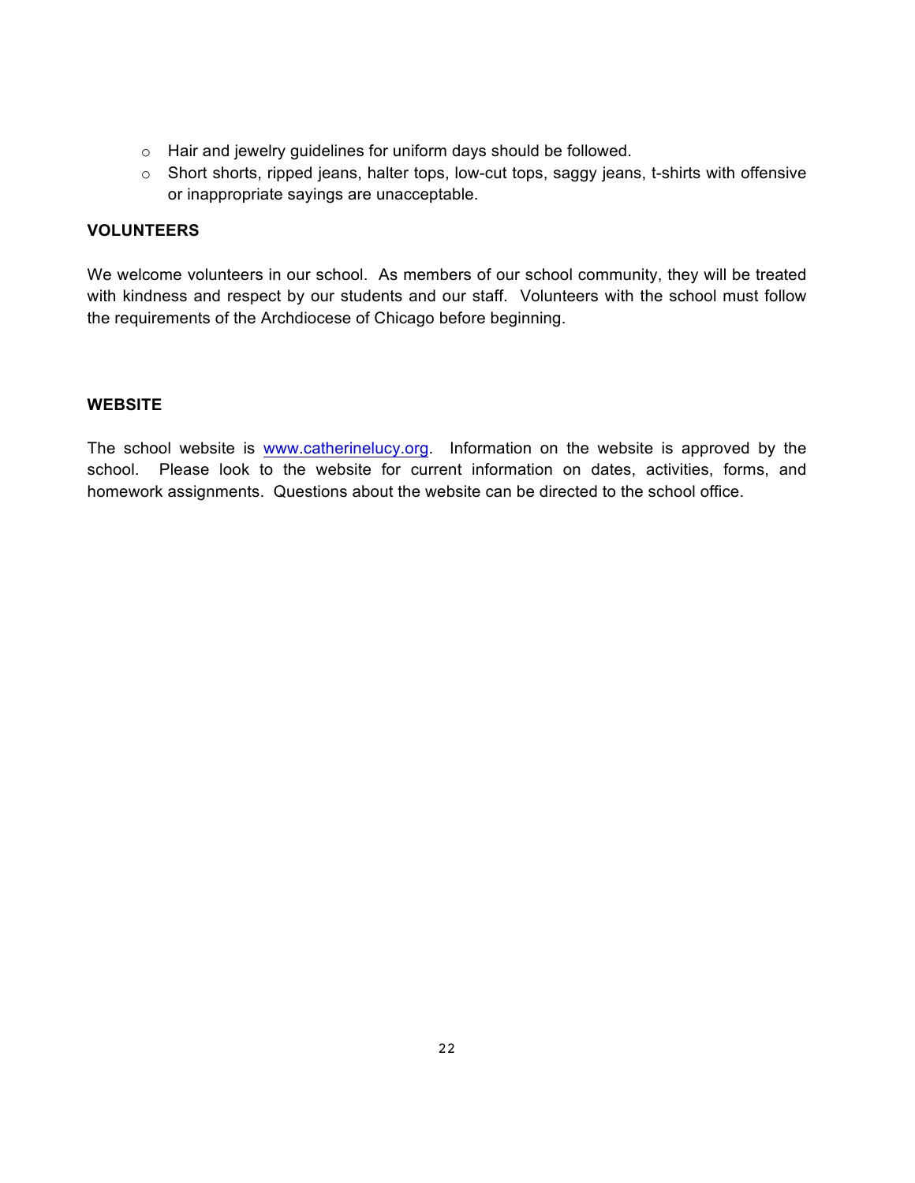- Hair and jewelry guidelines for uniform days should be followed.
- Short shorts, ripped jeans, halter tops, low-cut tops, saggy jeans, t-shirts with offensive or inappropriate sayings are unacceptable.

**VOLUNTEERS**

We welcome volunteers in our school. As members of our school community, they will be treated with kindness and respect by our students and our staff. Volunteers with the school must follow the requirements of the Archdiocese of Chicago before beginning.

**WEBSITE**

The school website is [www.catherinelucy.org](http://www.catherinelucy.org). Information on the website is approved by the school. Please look to the website for current information on dates, activities, forms, and homework assignments. Questions about the website can be directed to the school office.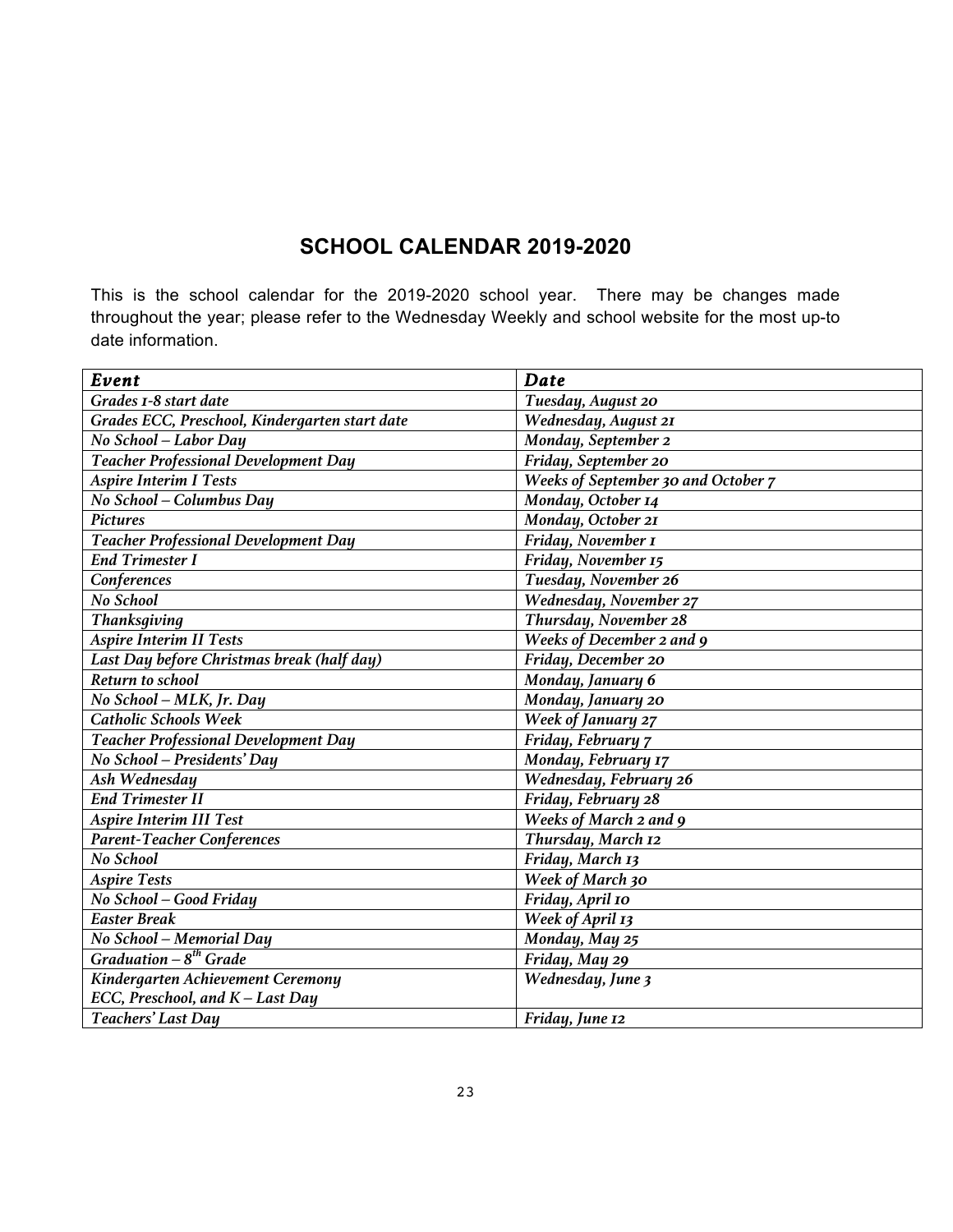# SCHOOL CALENDAR 2019-2020

This is the school calendar for the 2019-2020 school year. There may be changes made throughout the year; please refer to the Wednesday Weekly and school website for the most up-to date information.

| ***Event*** | ***Date*** |
|---|---|
| *Grades 1-8 start date* | *Tuesday, August 20* |
| *Grades ECC, Preschool, Kindergarten start date* | *Wednesday, August 21* |
| *No School – Labor Day* | *Monday, September 2* |
| *Teacher Professional Development Day* | *Friday, September 20* |
| *Aspire Interim I Tests* | *Weeks of September 30 and October 7* |
| *No School – Columbus Day* | *Monday, October 14* |
| *Pictures* | *Monday, October 21* |
| *Teacher Professional Development Day* | *Friday, November 1* |
| *End Trimester I* | *Friday, November 15* |
| *Conferences* | *Tuesday, November 26* |
| *No School* | *Wednesday, November 27* |
| *Thanksgiving* | *Thursday, November 28* |
| *Aspire Interim II Tests* | *Weeks of December 2 and 9* |
| *Last Day before Christmas break (half day)* | *Friday, December 20* |
| *Return to school* | *Monday, January 6* |
| *No School – MLK, Jr. Day* | *Monday, January 20* |
| *Catholic Schools Week* | *Week of January 27* |
| *Teacher Professional Development Day* | *Friday, February 7* |
| *No School – Presidents' Day* | *Monday, February 17* |
| *Ash Wednesday* | *Wednesday, February 26* |
| *End Trimester II* | *Friday, February 28* |
| *Aspire Interim III Test* | *Weeks of March 2 and 9* |
| *Parent-Teacher Conferences* | *Thursday, March 12* |
| *No School* | *Friday, March 13* |
| *Aspire Tests* | *Week of March 30* |
| *No School – Good Friday* | *Friday, April 10* |
| *Easter Break* | *Week of April 13* |
| *No School – Memorial Day* | *Monday, May 25* |
| *Graduation – 8th Grade* | *Friday, May 29* |
| *Kindergarten Achievement Ceremony*<br>*ECC, Preschool, and K – Last Day* | *Wednesday, June 3* |
| *Teachers' Last Day* | *Friday, June 12* |